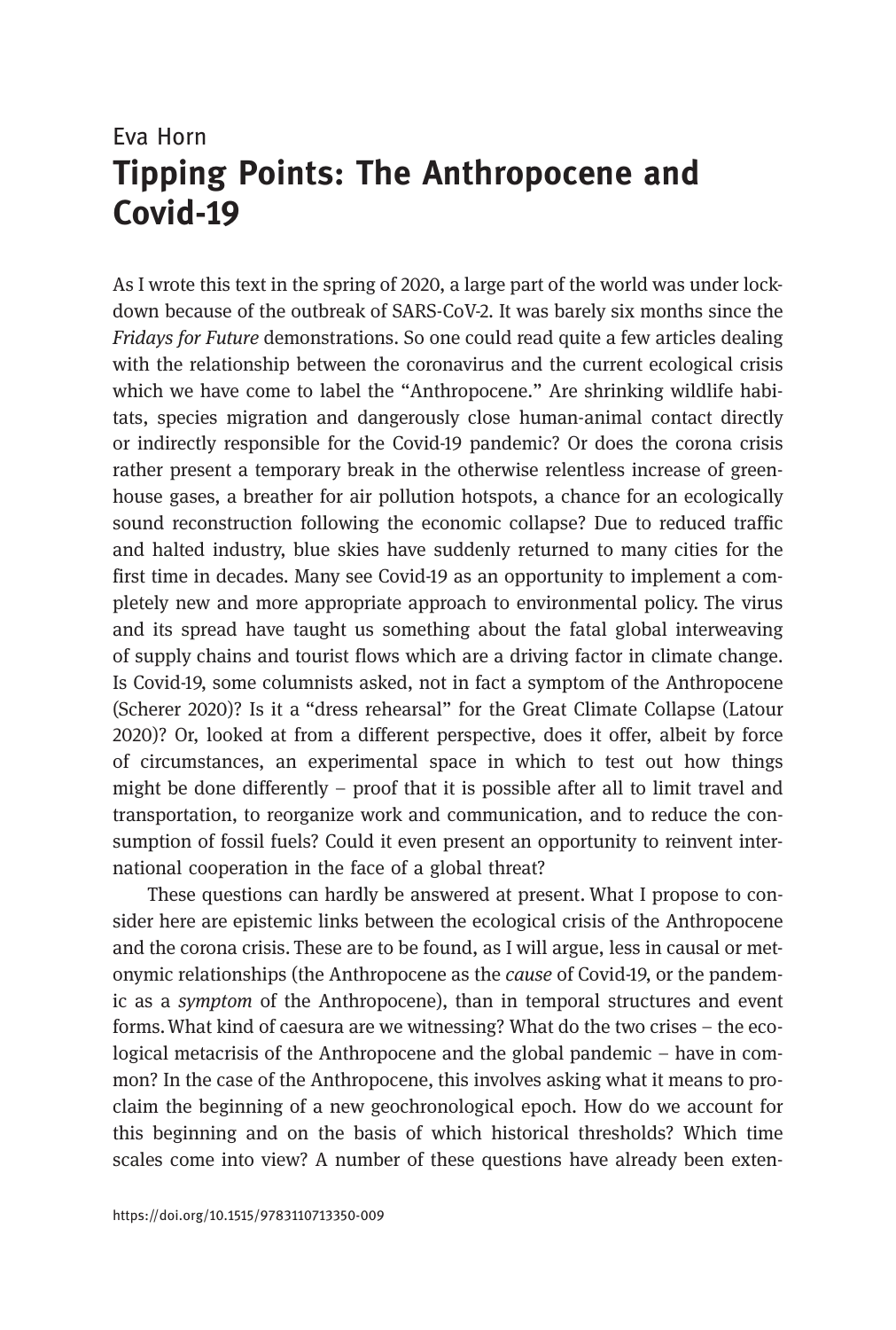Eva Horn

# Tipping Points: The Anthropocene and Covid-19

As I wrote this text in the spring of 2020, a large part of the world was under lockdown because of the outbreak of SARS-CoV-2. It was barely six months since the *Fridays for Future* demonstrations. So one could read quite a few articles dealing with the relationship between the coronavirus and the current ecological crisis which we have come to label the "Anthropocene." Are shrinking wildlife habitats, species migration and dangerously close human-animal contact directly or indirectly responsible for the Covid-19 pandemic? Or does the corona crisis rather present a temporary break in the otherwise relentless increase of greenhouse gases, a breather for air pollution hotspots, a chance for an ecologically sound reconstruction following the economic collapse? Due to reduced traffic and halted industry, blue skies have suddenly returned to many cities for the first time in decades. Many see Covid-19 as an opportunity to implement a completely new and more appropriate approach to environmental policy. The virus and its spread have taught us something about the fatal global interweaving of supply chains and tourist flows which are a driving factor in climate change. Is Covid-19, some columnists asked, not in fact a symptom of the Anthropocene (Scherer 2020)? Is it a "dress rehearsal" for the Great Climate Collapse (Latour 2020)? Or, looked at from a different perspective, does it offer, albeit by force of circumstances, an experimental space in which to test out how things might be done differently – proof that it is possible after all to limit travel and transportation, to reorganize work and communication, and to reduce the consumption of fossil fuels? Could it even present an opportunity to reinvent international cooperation in the face of a global threat?

These questions can hardly be answered at present. What I propose to consider here are epistemic links between the ecological crisis of the Anthropocene and the corona crisis. These are to be found, as I will argue, less in causal or metonymic relationships (the Anthropocene as the *cause* of Covid-19, or the pandemic as a *symptom* of the Anthropocene), than in temporal structures and event forms. What kind of caesura are we witnessing? What do the two crises – the ecological metacrisis of the Anthropocene and the global pandemic – have in common? In the case of the Anthropocene, this involves asking what it means to proclaim the beginning of a new geochronological epoch. How do we account for this beginning and on the basis of which historical thresholds? Which time scales come into view? A number of these questions have already been exten-

https://doi.org/10.1515/9783110713350-009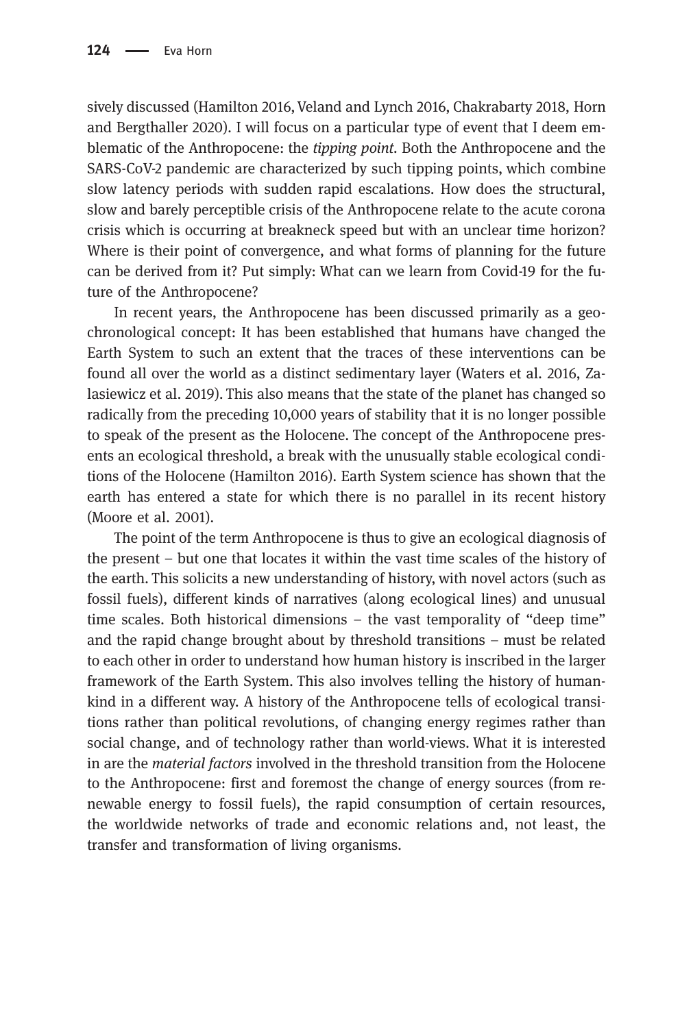sively discussed (Hamilton 2016, Veland and Lynch 2016, Chakrabarty 2018, Horn and Bergthaller 2020). I will focus on a particular type of event that I deem emblematic of the Anthropocene: the *tipping point*. Both the Anthropocene and the SARS-CoV-2 pandemic are characterized by such tipping points, which combine slow latency periods with sudden rapid escalations. How does the structural, slow and barely perceptible crisis of the Anthropocene relate to the acute corona crisis which is occurring at breakneck speed but with an unclear time horizon? Where is their point of convergence, and what forms of planning for the future can be derived from it? Put simply: What can we learn from Covid-19 for the future of the Anthropocene?

In recent years, the Anthropocene has been discussed primarily as a geochronological concept: It has been established that humans have changed the Earth System to such an extent that the traces of these interventions can be found all over the world as a distinct sedimentary layer (Waters et al. 2016, Zalasiewicz et al. 2019). This also means that the state of the planet has changed so radically from the preceding 10,000 years of stability that it is no longer possible to speak of the present as the Holocene. The concept of the Anthropocene presents an ecological threshold, a break with the unusually stable ecological conditions of the Holocene (Hamilton 2016). Earth System science has shown that the earth has entered a state for which there is no parallel in its recent history (Moore et al. 2001).

The point of the term Anthropocene is thus to give an ecological diagnosis of the present – but one that locates it within the vast time scales of the history of the earth. This solicits a new understanding of history, with novel actors (such as fossil fuels), different kinds of narratives (along ecological lines) and unusual time scales. Both historical dimensions – the vast temporality of "deep time" and the rapid change brought about by threshold transitions – must be related to each other in order to understand how human history is inscribed in the larger framework of the Earth System. This also involves telling the history of humankind in a different way. A history of the Anthropocene tells of ecological transitions rather than political revolutions, of changing energy regimes rather than social change, and of technology rather than world-views. What it is interested in are the *material factors* involved in the threshold transition from the Holocene to the Anthropocene: first and foremost the change of energy sources (from renewable energy to fossil fuels), the rapid consumption of certain resources, the worldwide networks of trade and economic relations and, not least, the transfer and transformation of living organisms.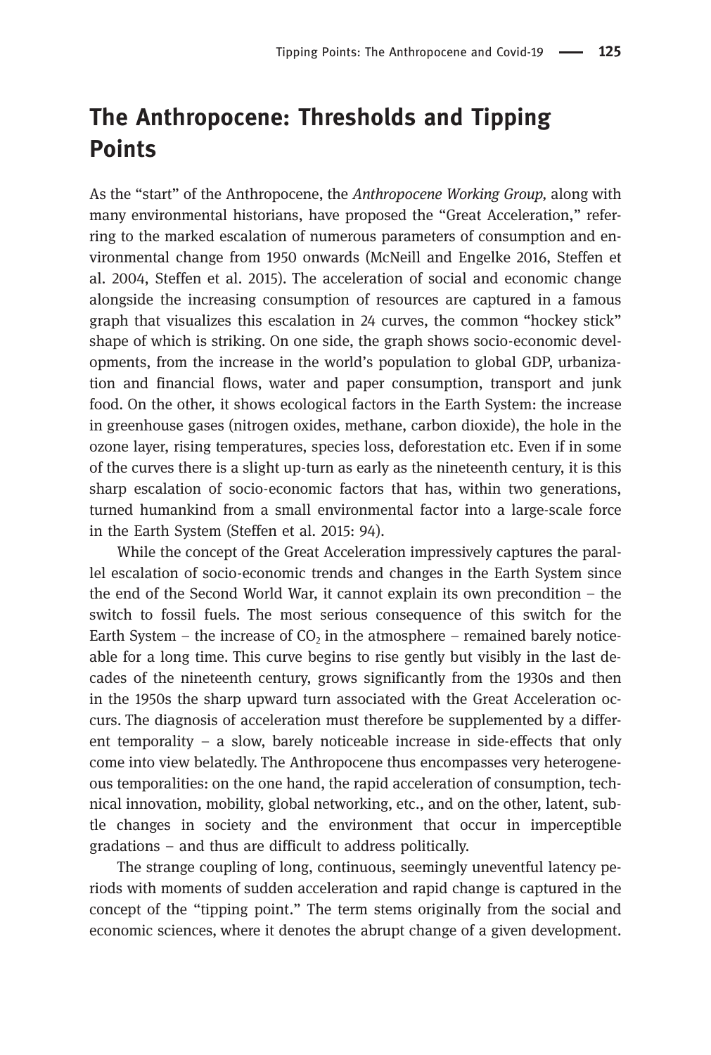## The Anthropocene: Thresholds and Tipping Points

As the "start" of the Anthropocene, the *Anthropocene Working Group,* along with many environmental historians, have proposed the "Great Acceleration," referring to the marked escalation of numerous parameters of consumption and environmental change from 1950 onwards (McNeill and Engelke 2016, Steffen et al. 2004, Steffen et al. 2015). The acceleration of social and economic change alongside the increasing consumption of resources are captured in a famous graph that visualizes this escalation in 24 curves, the common "hockey stick" shape of which is striking. On one side, the graph shows socio-economic developments, from the increase in the world's population to global GDP, urbanization and financial flows, water and paper consumption, transport and junk food. On the other, it shows ecological factors in the Earth System: the increase in greenhouse gases (nitrogen oxides, methane, carbon dioxide), the hole in the ozone layer, rising temperatures, species loss, deforestation etc. Even if in some of the curves there is a slight up-turn as early as the nineteenth century, it is this sharp escalation of socio-economic factors that has, within two generations, turned humankind from a small environmental factor into a large-scale force in the Earth System (Steffen et al. 2015: 94).

While the concept of the Great Acceleration impressively captures the parallel escalation of socio-economic trends and changes in the Earth System since the end of the Second World War, it cannot explain its own precondition – the switch to fossil fuels. The most serious consequence of this switch for the Earth System – the increase of $CO_2$ in the atmosphere – remained barely noticeable for a long time. This curve begins to rise gently but visibly in the last decades of the nineteenth century, grows significantly from the 1930s and then in the 1950s the sharp upward turn associated with the Great Acceleration occurs. The diagnosis of acceleration must therefore be supplemented by a different temporality – a slow, barely noticeable increase in side-effects that only come into view belatedly. The Anthropocene thus encompasses very heterogeneous temporalities: on the one hand, the rapid acceleration of consumption, technical innovation, mobility, global networking, etc., and on the other, latent, subtle changes in society and the environment that occur in imperceptible gradations – and thus are difficult to address politically.

The strange coupling of long, continuous, seemingly uneventful latency periods with moments of sudden acceleration and rapid change is captured in the concept of the "tipping point." The term stems originally from the social and economic sciences, where it denotes the abrupt change of a given development.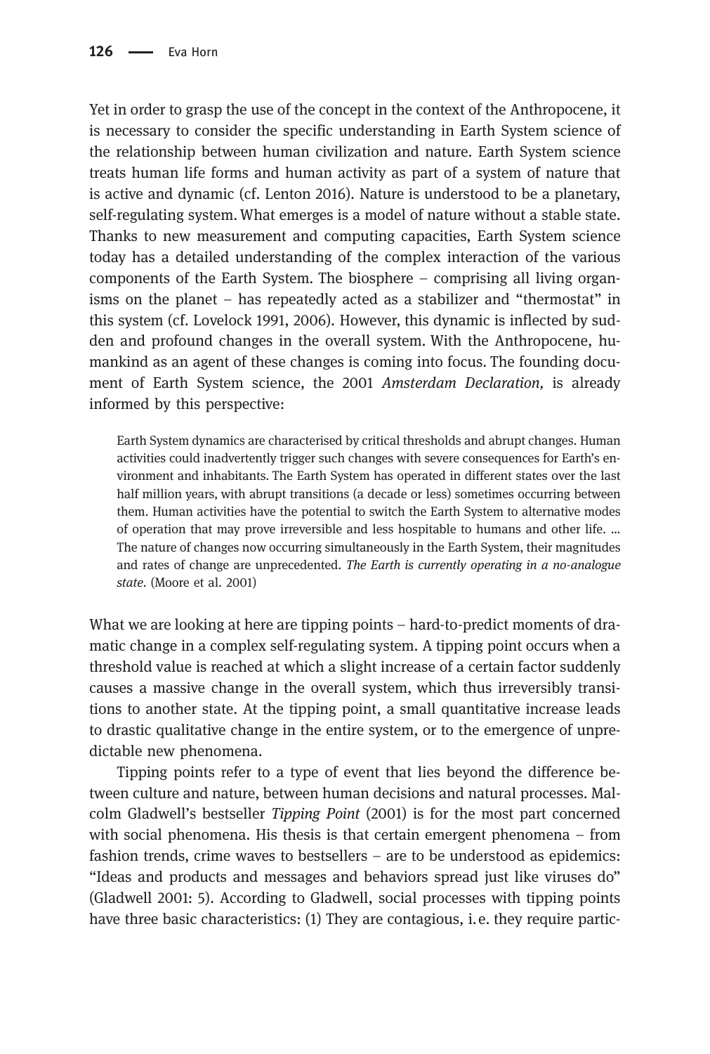Yet in order to grasp the use of the concept in the context of the Anthropocene, it is necessary to consider the specific understanding in Earth System science of the relationship between human civilization and nature. Earth System science treats human life forms and human activity as part of a system of nature that is active and dynamic (cf. Lenton 2016). Nature is understood to be a planetary, self-regulating system. What emerges is a model of nature without a stable state. Thanks to new measurement and computing capacities, Earth System science today has a detailed understanding of the complex interaction of the various components of the Earth System. The biosphere – comprising all living organisms on the planet – has repeatedly acted as a stabilizer and "thermostat" in this system (cf. Lovelock 1991, 2006). However, this dynamic is inflected by sudden and profound changes in the overall system. With the Anthropocene, humankind as an agent of these changes is coming into focus. The founding document of Earth System science, the 2001 *Amsterdam Declaration*, is already informed by this perspective:

> Earth System dynamics are characterised by critical thresholds and abrupt changes. Human activities could inadvertently trigger such changes with severe consequences for Earth's environment and inhabitants. The Earth System has operated in different states over the last half million years, with abrupt transitions (a decade or less) sometimes occurring between them. Human activities have the potential to switch the Earth System to alternative modes of operation that may prove irreversible and less hospitable to humans and other life. … The nature of changes now occurring simultaneously in the Earth System, their magnitudes and rates of change are unprecedented. *The Earth is currently operating in a no-analogue state*. (Moore et al. 2001)

What we are looking at here are tipping points – hard-to-predict moments of dramatic change in a complex self-regulating system. A tipping point occurs when a threshold value is reached at which a slight increase of a certain factor suddenly causes a massive change in the overall system, which thus irreversibly transitions to another state. At the tipping point, a small quantitative increase leads to drastic qualitative change in the entire system, or to the emergence of unpredictable new phenomena.

Tipping points refer to a type of event that lies beyond the difference between culture and nature, between human decisions and natural processes. Malcolm Gladwell's bestseller *Tipping Point* (2001) is for the most part concerned with social phenomena. His thesis is that certain emergent phenomena – from fashion trends, crime waves to bestsellers – are to be understood as epidemics: "Ideas and products and messages and behaviors spread just like viruses do" (Gladwell 2001: 5). According to Gladwell, social processes with tipping points have three basic characteristics: (1) They are contagious, i.e. they require partic-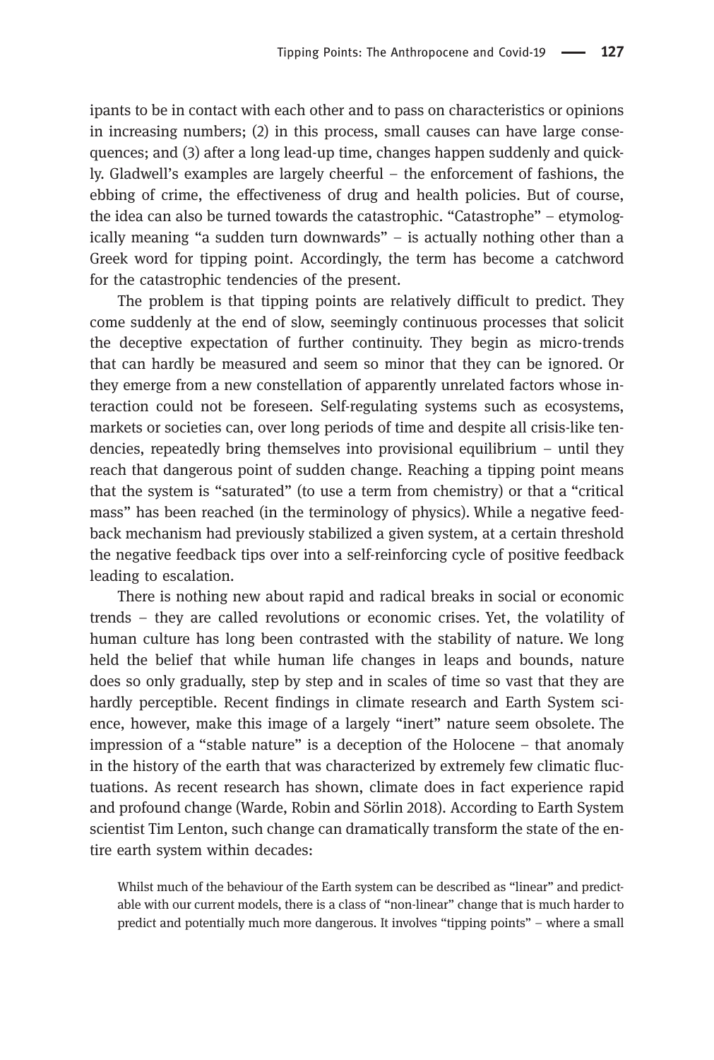ipants to be in contact with each other and to pass on characteristics or opinions in increasing numbers; (2) in this process, small causes can have large consequences; and (3) after a long lead-up time, changes happen suddenly and quickly. Gladwell's examples are largely cheerful – the enforcement of fashions, the ebbing of crime, the effectiveness of drug and health policies. But of course, the idea can also be turned towards the catastrophic. "Catastrophe" – etymologically meaning "a sudden turn downwards" – is actually nothing other than a Greek word for tipping point. Accordingly, the term has become a catchword for the catastrophic tendencies of the present.

The problem is that tipping points are relatively difficult to predict. They come suddenly at the end of slow, seemingly continuous processes that solicit the deceptive expectation of further continuity. They begin as micro-trends that can hardly be measured and seem so minor that they can be ignored. Or they emerge from a new constellation of apparently unrelated factors whose interaction could not be foreseen. Self-regulating systems such as ecosystems, markets or societies can, over long periods of time and despite all crisis-like tendencies, repeatedly bring themselves into provisional equilibrium – until they reach that dangerous point of sudden change. Reaching a tipping point means that the system is "saturated" (to use a term from chemistry) or that a "critical mass" has been reached (in the terminology of physics). While a negative feedback mechanism had previously stabilized a given system, at a certain threshold the negative feedback tips over into a self-reinforcing cycle of positive feedback leading to escalation.

There is nothing new about rapid and radical breaks in social or economic trends – they are called revolutions or economic crises. Yet, the volatility of human culture has long been contrasted with the stability of nature. We long held the belief that while human life changes in leaps and bounds, nature does so only gradually, step by step and in scales of time so vast that they are hardly perceptible. Recent findings in climate research and Earth System science, however, make this image of a largely "inert" nature seem obsolete. The impression of a "stable nature" is a deception of the Holocene – that anomaly in the history of the earth that was characterized by extremely few climatic fluctuations. As recent research has shown, climate does in fact experience rapid and profound change (Warde, Robin and Sörlin 2018). According to Earth System scientist Tim Lenton, such change can dramatically transform the state of the entire earth system within decades:

> Whilst much of the behaviour of the Earth system can be described as "linear" and predictable with our current models, there is a class of "non-linear" change that is much harder to predict and potentially much more dangerous. It involves "tipping points" – where a small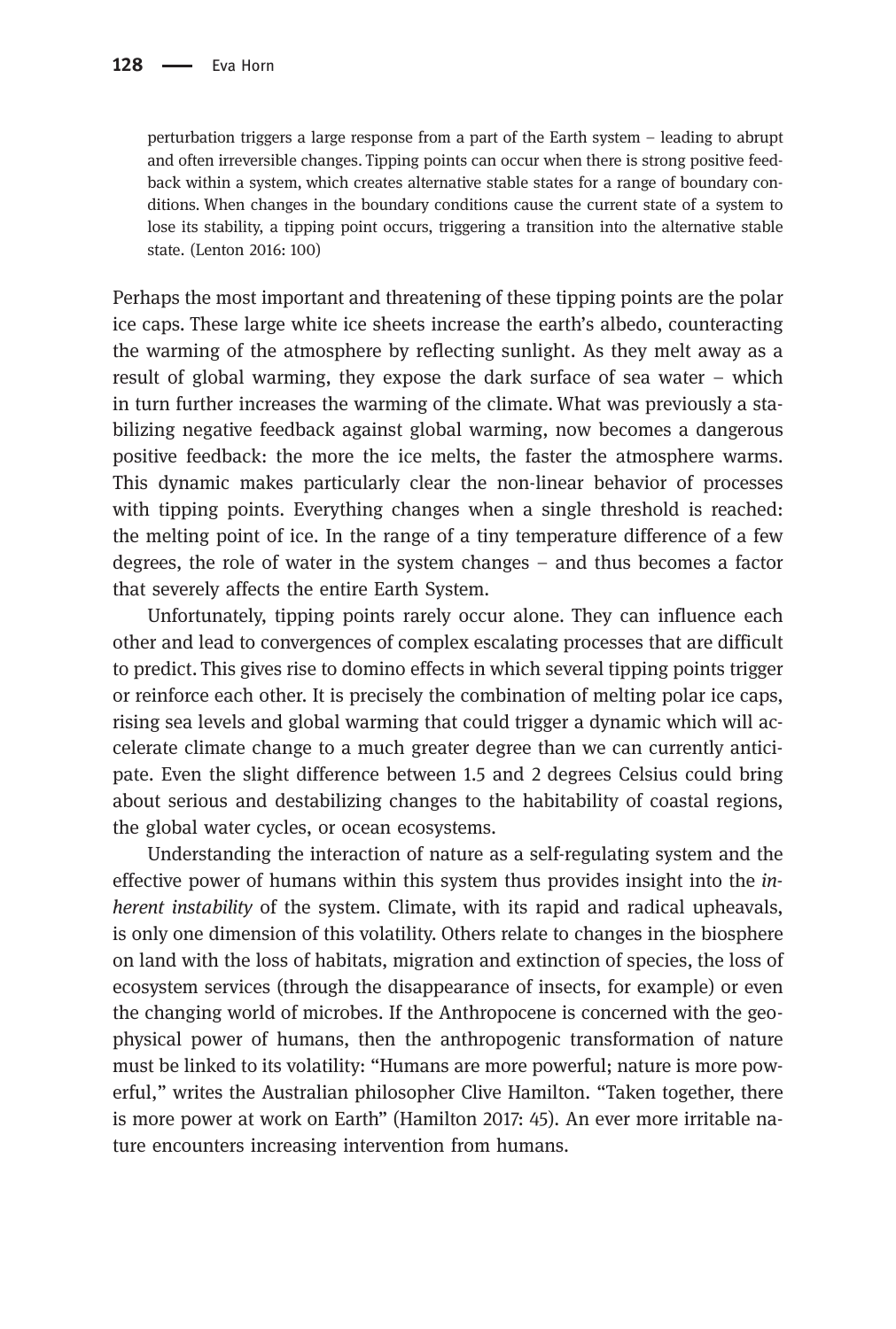> perturbation triggers a large response from a part of the Earth system – leading to abrupt and often irreversible changes. Tipping points can occur when there is strong positive feedback within a system, which creates alternative stable states for a range of boundary conditions. When changes in the boundary conditions cause the current state of a system to lose its stability, a tipping point occurs, triggering a transition into the alternative stable state. (Lenton 2016: 100)

Perhaps the most important and threatening of these tipping points are the polar ice caps. These large white ice sheets increase the earth's albedo, counteracting the warming of the atmosphere by reflecting sunlight. As they melt away as a result of global warming, they expose the dark surface of sea water – which in turn further increases the warming of the climate. What was previously a stabilizing negative feedback against global warming, now becomes a dangerous positive feedback: the more the ice melts, the faster the atmosphere warms. This dynamic makes particularly clear the non-linear behavior of processes with tipping points. Everything changes when a single threshold is reached: the melting point of ice. In the range of a tiny temperature difference of a few degrees, the role of water in the system changes – and thus becomes a factor that severely affects the entire Earth System.

Unfortunately, tipping points rarely occur alone. They can influence each other and lead to convergences of complex escalating processes that are difficult to predict. This gives rise to domino effects in which several tipping points trigger or reinforce each other. It is precisely the combination of melting polar ice caps, rising sea levels and global warming that could trigger a dynamic which will accelerate climate change to a much greater degree than we can currently anticipate. Even the slight difference between 1.5 and 2 degrees Celsius could bring about serious and destabilizing changes to the habitability of coastal regions, the global water cycles, or ocean ecosystems.

Understanding the interaction of nature as a self-regulating system and the effective power of humans within this system thus provides insight into the *inherent instability* of the system. Climate, with its rapid and radical upheavals, is only one dimension of this volatility. Others relate to changes in the biosphere on land with the loss of habitats, migration and extinction of species, the loss of ecosystem services (through the disappearance of insects, for example) or even the changing world of microbes. If the Anthropocene is concerned with the geophysical power of humans, then the anthropogenic transformation of nature must be linked to its volatility: "Humans are more powerful; nature is more powerful," writes the Australian philosopher Clive Hamilton. "Taken together, there is more power at work on Earth" (Hamilton 2017: 45). An ever more irritable nature encounters increasing intervention from humans.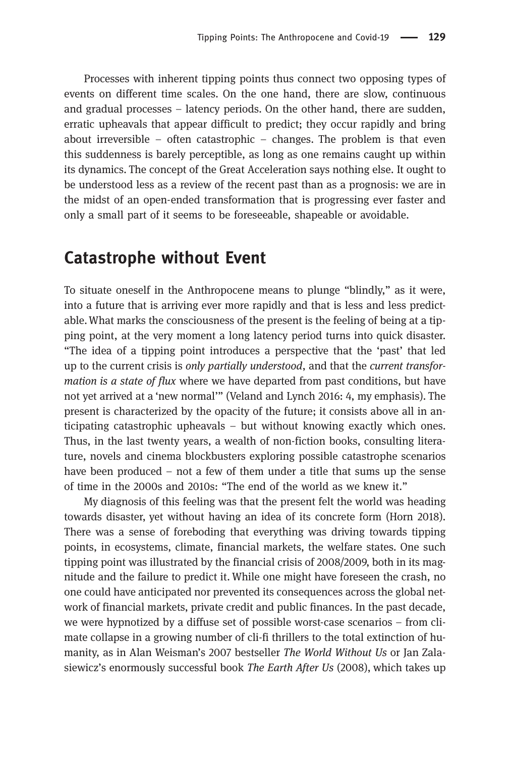Processes with inherent tipping points thus connect two opposing types of events on different time scales. On the one hand, there are slow, continuous and gradual processes – latency periods. On the other hand, there are sudden, erratic upheavals that appear difficult to predict; they occur rapidly and bring about irreversible – often catastrophic – changes. The problem is that even this suddenness is barely perceptible, as long as one remains caught up within its dynamics. The concept of the Great Acceleration says nothing else. It ought to be understood less as a review of the recent past than as a prognosis: we are in the midst of an open-ended transformation that is progressing ever faster and only a small part of it seems to be foreseeable, shapeable or avoidable.

## Catastrophe without Event

To situate oneself in the Anthropocene means to plunge "blindly," as it were, into a future that is arriving ever more rapidly and that is less and less predictable. What marks the consciousness of the present is the feeling of being at a tipping point, at the very moment a long latency period turns into quick disaster. "The idea of a tipping point introduces a perspective that the 'past' that led up to the current crisis is *only partially understood*, and that the *current transformation is a state of flux* where we have departed from past conditions, but have not yet arrived at a 'new normal'" (Veland and Lynch 2016: 4, my emphasis). The present is characterized by the opacity of the future; it consists above all in anticipating catastrophic upheavals – but without knowing exactly which ones. Thus, in the last twenty years, a wealth of non-fiction books, consulting literature, novels and cinema blockbusters exploring possible catastrophe scenarios have been produced – not a few of them under a title that sums up the sense of time in the 2000s and 2010s: "The end of the world as we knew it."

My diagnosis of this feeling was that the present felt the world was heading towards disaster, yet without having an idea of its concrete form (Horn 2018). There was a sense of foreboding that everything was driving towards tipping points, in ecosystems, climate, financial markets, the welfare states. One such tipping point was illustrated by the financial crisis of 2008/2009, both in its magnitude and the failure to predict it. While one might have foreseen the crash, no one could have anticipated nor prevented its consequences across the global network of financial markets, private credit and public finances. In the past decade, we were hypnotized by a diffuse set of possible worst-case scenarios – from climate collapse in a growing number of cli-fi thrillers to the total extinction of humanity, as in Alan Weisman's 2007 bestseller *The World Without Us* or Jan Zalasiewicz's enormously successful book *The Earth After Us* (2008), which takes up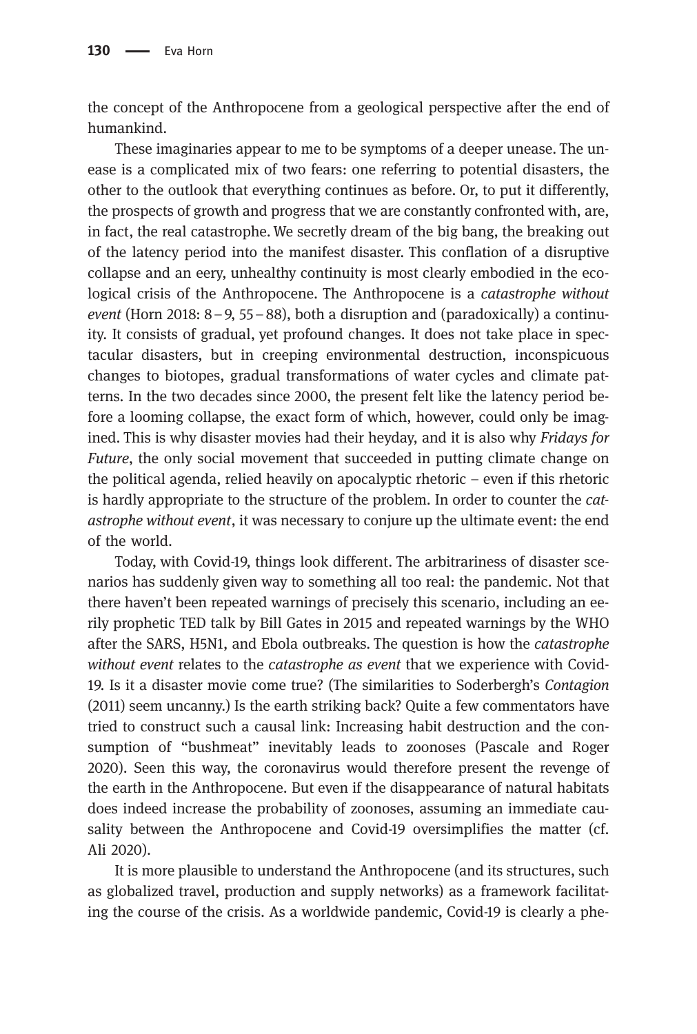the concept of the Anthropocene from a geological perspective after the end of humankind.

These imaginaries appear to me to be symptoms of a deeper unease. The unease is a complicated mix of two fears: one referring to potential disasters, the other to the outlook that everything continues as before. Or, to put it differently, the prospects of growth and progress that we are constantly confronted with, are, in fact, the real catastrophe. We secretly dream of the big bang, the breaking out of the latency period into the manifest disaster. This conflation of a disruptive collapse and an eery, unhealthy continuity is most clearly embodied in the ecological crisis of the Anthropocene. The Anthropocene is a *catastrophe without event* (Horn 2018: 8 – 9, 55 – 88), both a disruption and (paradoxically) a continuity. It consists of gradual, yet profound changes. It does not take place in spectacular disasters, but in creeping environmental destruction, inconspicuous changes to biotopes, gradual transformations of water cycles and climate patterns. In the two decades since 2000, the present felt like the latency period before a looming collapse, the exact form of which, however, could only be imagined. This is why disaster movies had their heyday, and it is also why *Fridays for Future*, the only social movement that succeeded in putting climate change on the political agenda, relied heavily on apocalyptic rhetoric – even if this rhetoric is hardly appropriate to the structure of the problem. In order to counter the *catastrophe without event*, it was necessary to conjure up the ultimate event: the end of the world.

Today, with Covid-19, things look different. The arbitrariness of disaster scenarios has suddenly given way to something all too real: the pandemic. Not that there haven't been repeated warnings of precisely this scenario, including an eerily prophetic TED talk by Bill Gates in 2015 and repeated warnings by the WHO after the SARS, H5N1, and Ebola outbreaks. The question is how the *catastrophe without event* relates to the *catastrophe as event* that we experience with Covid-19. Is it a disaster movie come true? (The similarities to Soderbergh's *Contagion* (2011) seem uncanny.) Is the earth striking back? Quite a few commentators have tried to construct such a causal link: Increasing habit destruction and the consumption of "bushmeat" inevitably leads to zoonoses (Pascale and Roger 2020). Seen this way, the coronavirus would therefore present the revenge of the earth in the Anthropocene. But even if the disappearance of natural habitats does indeed increase the probability of zoonoses, assuming an immediate causality between the Anthropocene and Covid-19 oversimplifies the matter (cf. Ali 2020).

It is more plausible to understand the Anthropocene (and its structures, such as globalized travel, production and supply networks) as a framework facilitating the course of the crisis. As a worldwide pandemic, Covid-19 is clearly a phe-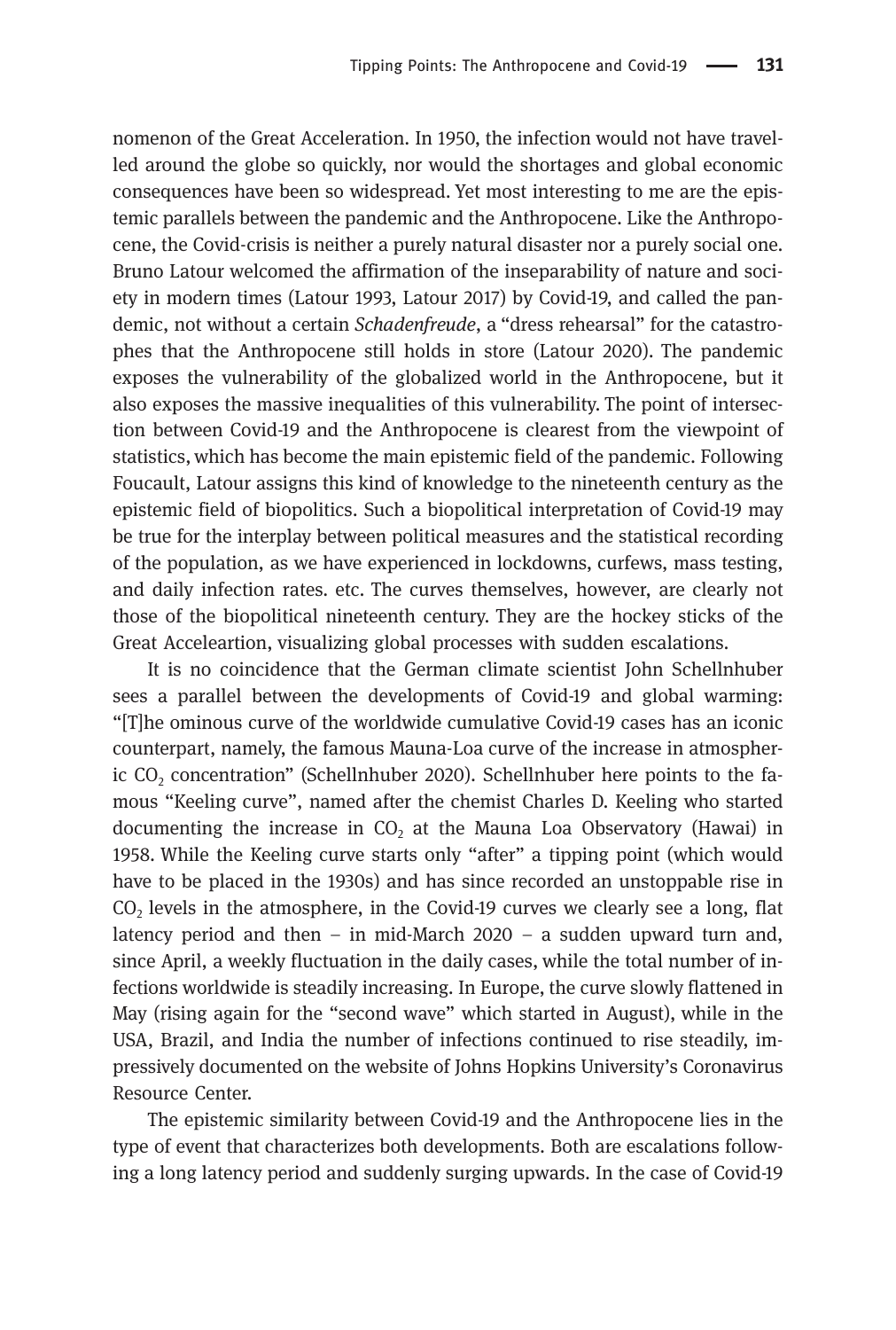nomenon of the Great Acceleration. In 1950, the infection would not have travelled around the globe so quickly, nor would the shortages and global economic consequences have been so widespread. Yet most interesting to me are the epistemic parallels between the pandemic and the Anthropocene. Like the Anthropocene, the Covid-crisis is neither a purely natural disaster nor a purely social one. Bruno Latour welcomed the affirmation of the inseparability of nature and society in modern times (Latour 1993, Latour 2017) by Covid-19, and called the pandemic, not without a certain *Schadenfreude*, a "dress rehearsal" for the catastrophes that the Anthropocene still holds in store (Latour 2020). The pandemic exposes the vulnerability of the globalized world in the Anthropocene, but it also exposes the massive inequalities of this vulnerability. The point of intersection between Covid-19 and the Anthropocene is clearest from the viewpoint of statistics, which has become the main epistemic field of the pandemic. Following Foucault, Latour assigns this kind of knowledge to the nineteenth century as the epistemic field of biopolitics. Such a biopolitical interpretation of Covid-19 may be true for the interplay between political measures and the statistical recording of the population, as we have experienced in lockdowns, curfews, mass testing, and daily infection rates. etc. The curves themselves, however, are clearly not those of the biopolitical nineteenth century. They are the hockey sticks of the Great Acceleartion, visualizing global processes with sudden escalations.

It is no coincidence that the German climate scientist John Schellnhuber sees a parallel between the developments of Covid-19 and global warming: "[T]he ominous curve of the worldwide cumulative Covid-19 cases has an iconic counterpart, namely, the famous Mauna-Loa curve of the increase in atmospheric $CO_2$ concentration" (Schellnhuber 2020). Schellnhuber here points to the famous "Keeling curve", named after the chemist Charles D. Keeling who started documenting the increase in $CO_2$ at the Mauna Loa Observatory (Hawai) in 1958. While the Keeling curve starts only "after" a tipping point (which would have to be placed in the 1930s) and has since recorded an unstoppable rise in $CO_2$ levels in the atmosphere, in the Covid-19 curves we clearly see a long, flat latency period and then – in mid-March 2020 – a sudden upward turn and, since April, a weekly fluctuation in the daily cases, while the total number of infections worldwide is steadily increasing. In Europe, the curve slowly flattened in May (rising again for the "second wave" which started in August), while in the USA, Brazil, and India the number of infections continued to rise steadily, impressively documented on the website of Johns Hopkins University's Coronavirus Resource Center.

The epistemic similarity between Covid-19 and the Anthropocene lies in the type of event that characterizes both developments. Both are escalations following a long latency period and suddenly surging upwards. In the case of Covid-19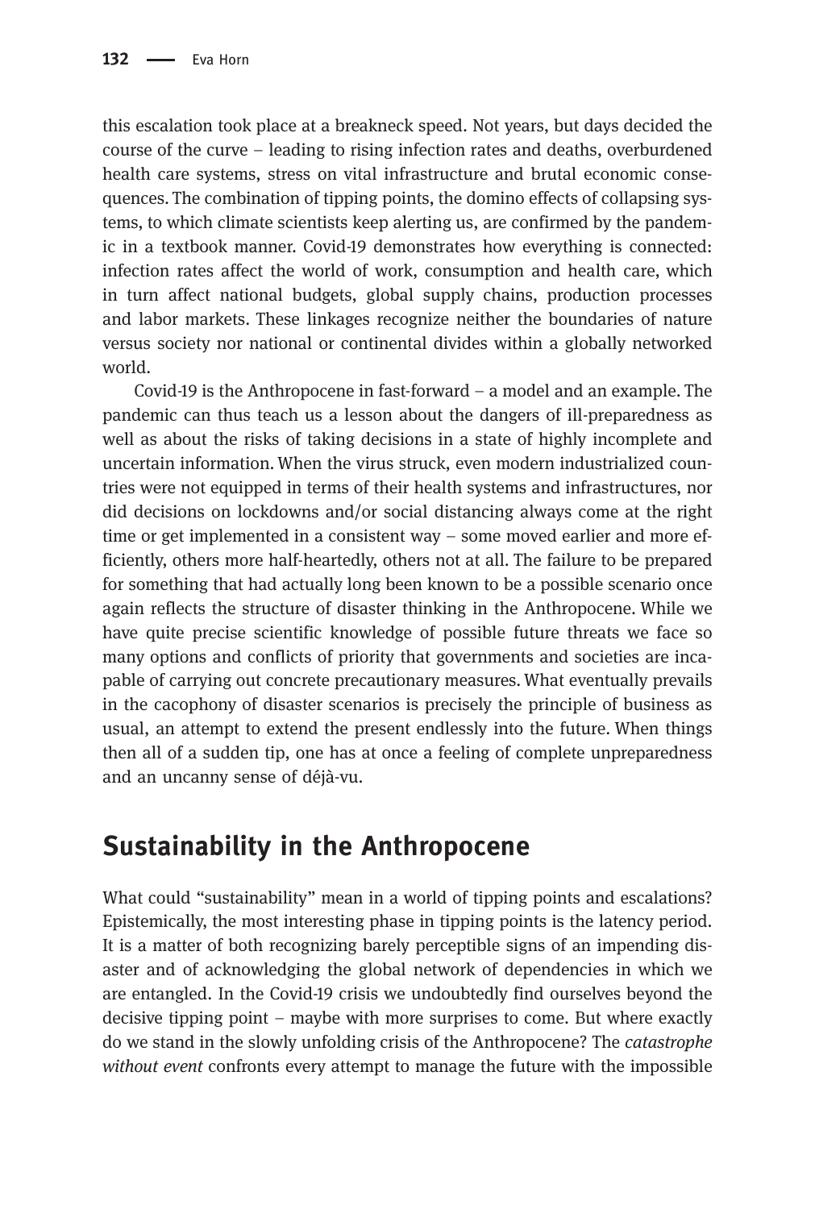this escalation took place at a breakneck speed. Not years, but days decided the course of the curve – leading to rising infection rates and deaths, overburdened health care systems, stress on vital infrastructure and brutal economic consequences. The combination of tipping points, the domino effects of collapsing systems, to which climate scientists keep alerting us, are confirmed by the pandemic in a textbook manner. Covid-19 demonstrates how everything is connected: infection rates affect the world of work, consumption and health care, which in turn affect national budgets, global supply chains, production processes and labor markets. These linkages recognize neither the boundaries of nature versus society nor national or continental divides within a globally networked world.

Covid-19 is the Anthropocene in fast-forward – a model and an example. The pandemic can thus teach us a lesson about the dangers of ill-preparedness as well as about the risks of taking decisions in a state of highly incomplete and uncertain information. When the virus struck, even modern industrialized countries were not equipped in terms of their health systems and infrastructures, nor did decisions on lockdowns and/or social distancing always come at the right time or get implemented in a consistent way – some moved earlier and more efficiently, others more half-heartedly, others not at all. The failure to be prepared for something that had actually long been known to be a possible scenario once again reflects the structure of disaster thinking in the Anthropocene. While we have quite precise scientific knowledge of possible future threats we face so many options and conflicts of priority that governments and societies are incapable of carrying out concrete precautionary measures. What eventually prevails in the cacophony of disaster scenarios is precisely the principle of business as usual, an attempt to extend the present endlessly into the future. When things then all of a sudden tip, one has at once a feeling of complete unpreparedness and an uncanny sense of déjà-vu.

## Sustainability in the Anthropocene

What could "sustainability" mean in a world of tipping points and escalations? Epistemically, the most interesting phase in tipping points is the latency period. It is a matter of both recognizing barely perceptible signs of an impending disaster and of acknowledging the global network of dependencies in which we are entangled. In the Covid-19 crisis we undoubtedly find ourselves beyond the decisive tipping point – maybe with more surprises to come. But where exactly do we stand in the slowly unfolding crisis of the Anthropocene? The *catastrophe without event* confronts every attempt to manage the future with the impossible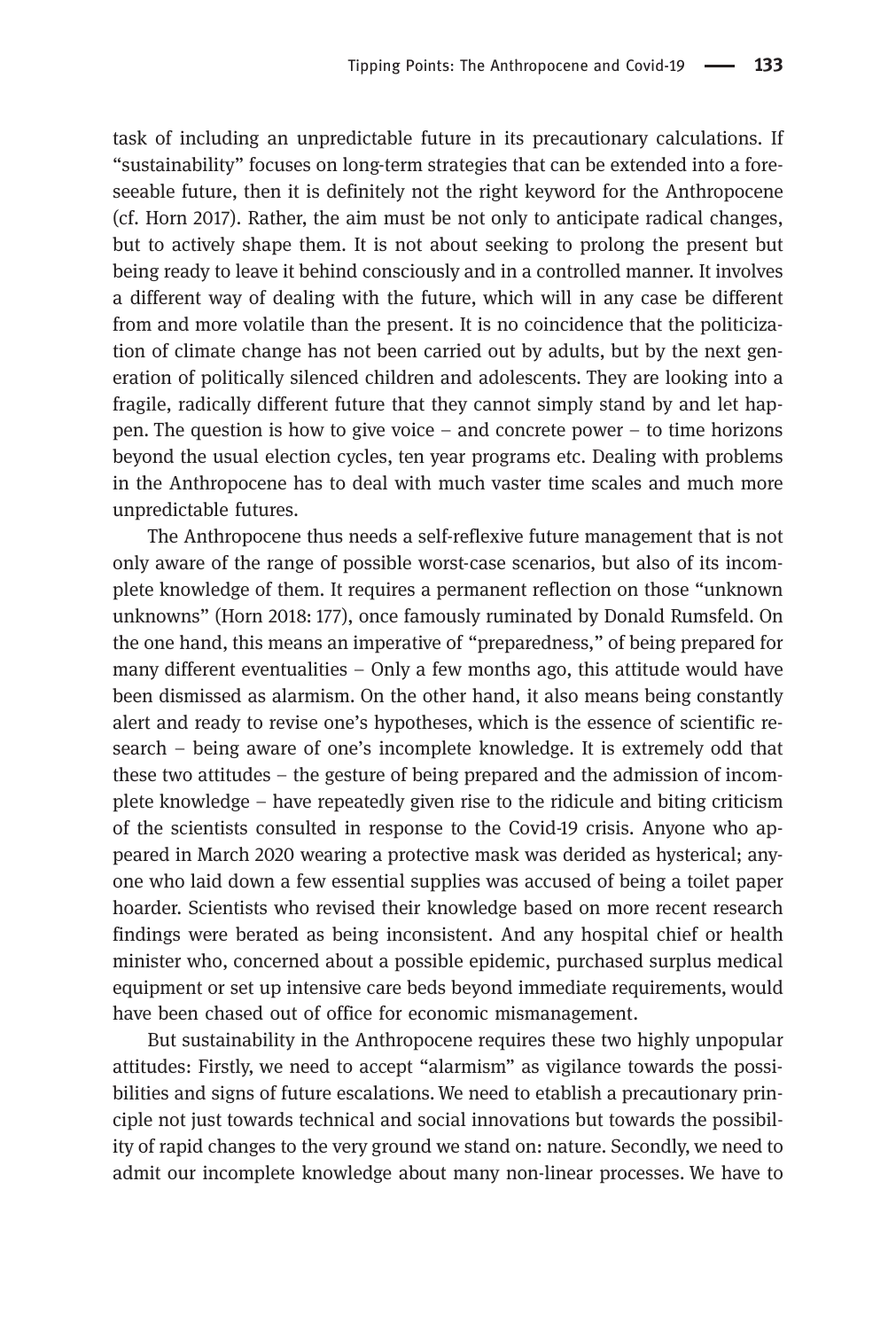task of including an unpredictable future in its precautionary calculations. If "sustainability" focuses on long-term strategies that can be extended into a foreseeable future, then it is definitely not the right keyword for the Anthropocene (cf. Horn 2017). Rather, the aim must be not only to anticipate radical changes, but to actively shape them. It is not about seeking to prolong the present but being ready to leave it behind consciously and in a controlled manner. It involves a different way of dealing with the future, which will in any case be different from and more volatile than the present. It is no coincidence that the politicization of climate change has not been carried out by adults, but by the next generation of politically silenced children and adolescents. They are looking into a fragile, radically different future that they cannot simply stand by and let happen. The question is how to give voice – and concrete power – to time horizons beyond the usual election cycles, ten year programs etc. Dealing with problems in the Anthropocene has to deal with much vaster time scales and much more unpredictable futures.

The Anthropocene thus needs a self-reflexive future management that is not only aware of the range of possible worst-case scenarios, but also of its incomplete knowledge of them. It requires a permanent reflection on those "unknown unknowns" (Horn 2018: 177), once famously ruminated by Donald Rumsfeld. On the one hand, this means an imperative of "preparedness," of being prepared for many different eventualities – Only a few months ago, this attitude would have been dismissed as alarmism. On the other hand, it also means being constantly alert and ready to revise one's hypotheses, which is the essence of scientific research – being aware of one's incomplete knowledge. It is extremely odd that these two attitudes – the gesture of being prepared and the admission of incomplete knowledge – have repeatedly given rise to the ridicule and biting criticism of the scientists consulted in response to the Covid-19 crisis. Anyone who appeared in March 2020 wearing a protective mask was derided as hysterical; anyone who laid down a few essential supplies was accused of being a toilet paper hoarder. Scientists who revised their knowledge based on more recent research findings were berated as being inconsistent. And any hospital chief or health minister who, concerned about a possible epidemic, purchased surplus medical equipment or set up intensive care beds beyond immediate requirements, would have been chased out of office for economic mismanagement.

But sustainability in the Anthropocene requires these two highly unpopular attitudes: Firstly, we need to accept "alarmism" as vigilance towards the possibilities and signs of future escalations. We need to etablish a precautionary principle not just towards technical and social innovations but towards the possibility of rapid changes to the very ground we stand on: nature. Secondly, we need to admit our incomplete knowledge about many non-linear processes. We have to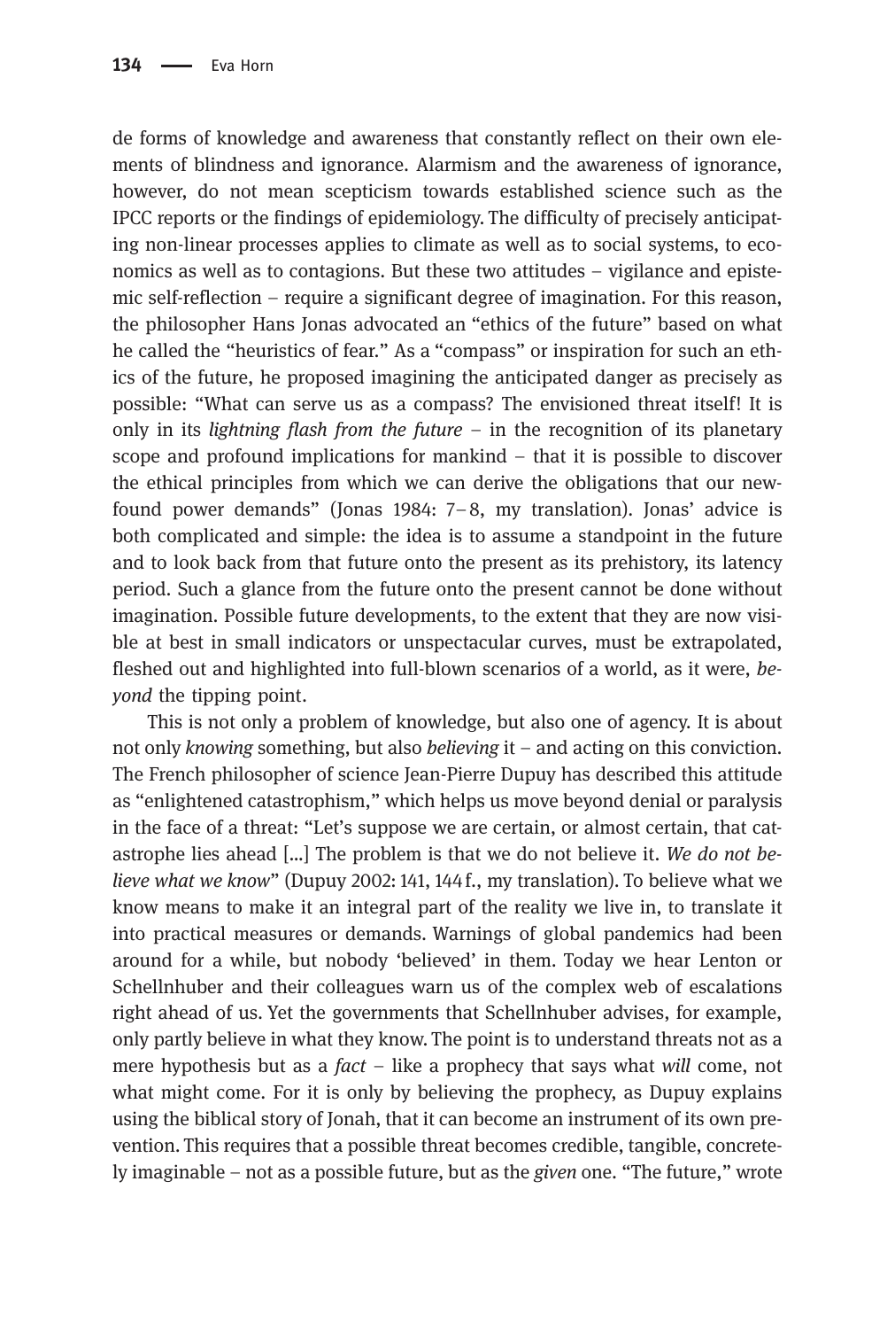de forms of knowledge and awareness that constantly reflect on their own elements of blindness and ignorance. Alarmism and the awareness of ignorance, however, do not mean scepticism towards established science such as the IPCC reports or the findings of epidemiology. The difficulty of precisely anticipating non-linear processes applies to climate as well as to social systems, to economics as well as to contagions. But these two attitudes – vigilance and epistemic self-reflection – require a significant degree of imagination. For this reason, the philosopher Hans Jonas advocated an "ethics of the future" based on what he called the "heuristics of fear." As a "compass" or inspiration for such an ethics of the future, he proposed imagining the anticipated danger as precisely as possible: "What can serve us as a compass? The envisioned threat itself! It is only in its *lightning flash from the future* – in the recognition of its planetary scope and profound implications for mankind – that it is possible to discover the ethical principles from which we can derive the obligations that our newfound power demands" (Jonas 1984: 7–8, my translation). Jonas' advice is both complicated and simple: the idea is to assume a standpoint in the future and to look back from that future onto the present as its prehistory, its latency period. Such a glance from the future onto the present cannot be done without imagination. Possible future developments, to the extent that they are now visible at best in small indicators or unspectacular curves, must be extrapolated, fleshed out and highlighted into full-blown scenarios of a world, as it were, *beyond* the tipping point.

This is not only a problem of knowledge, but also one of agency. It is about not only *knowing* something, but also *believing* it – and acting on this conviction. The French philosopher of science Jean-Pierre Dupuy has described this attitude as "enlightened catastrophism," which helps us move beyond denial or paralysis in the face of a threat: "Let's suppose we are certain, or almost certain, that catastrophe lies ahead […] The problem is that we do not believe it. *We do not believe what we know*" (Dupuy 2002: 141, 144 f., my translation). To believe what we know means to make it an integral part of the reality we live in, to translate it into practical measures or demands. Warnings of global pandemics had been around for a while, but nobody 'believed' in them. Today we hear Lenton or Schellnhuber and their colleagues warn us of the complex web of escalations right ahead of us. Yet the governments that Schellnhuber advises, for example, only partly believe in what they know. The point is to understand threats not as a mere hypothesis but as a *fact* – like a prophecy that says what *will* come, not what might come. For it is only by believing the prophecy, as Dupuy explains using the biblical story of Jonah, that it can become an instrument of its own prevention. This requires that a possible threat becomes credible, tangible, concretely imaginable – not as a possible future, but as the *given* one. "The future," wrote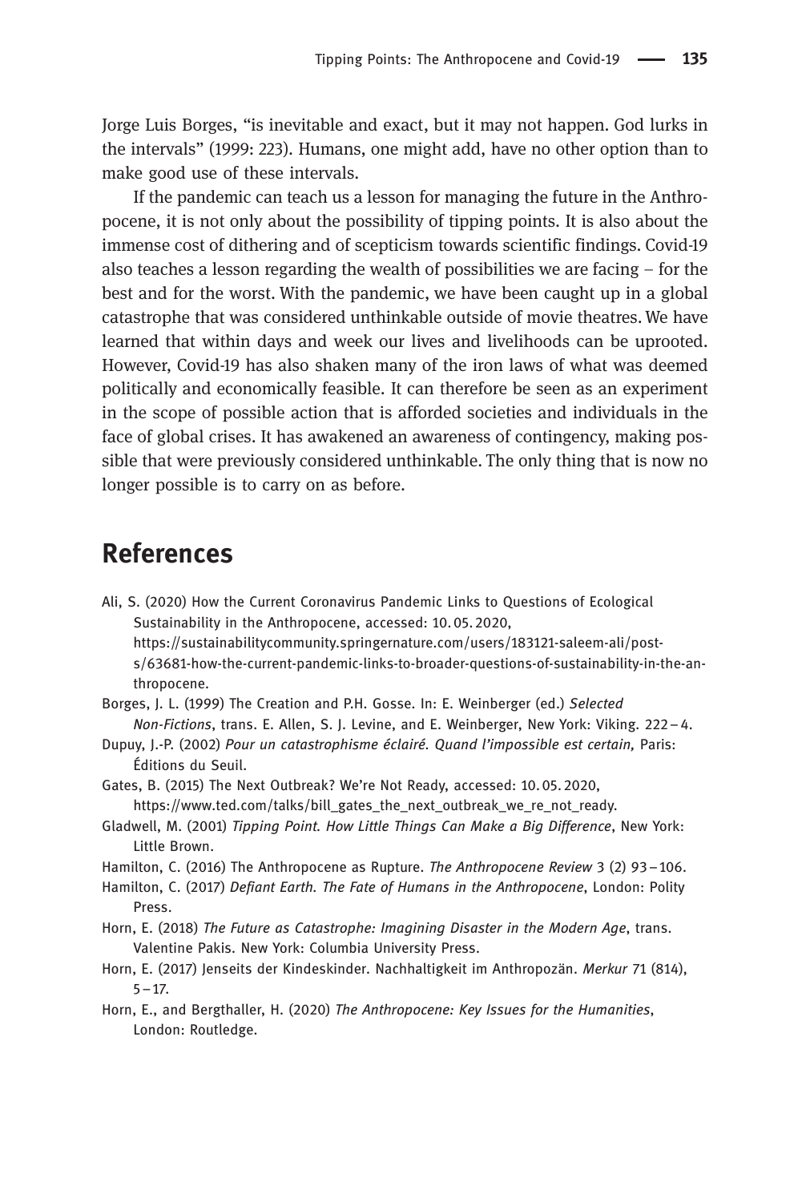Jorge Luis Borges, "is inevitable and exact, but it may not happen. God lurks in the intervals" (1999: 223). Humans, one might add, have no other option than to make good use of these intervals.

If the pandemic can teach us a lesson for managing the future in the Anthropocene, it is not only about the possibility of tipping points. It is also about the immense cost of dithering and of scepticism towards scientific findings. Covid-19 also teaches a lesson regarding the wealth of possibilities we are facing – for the best and for the worst. With the pandemic, we have been caught up in a global catastrophe that was considered unthinkable outside of movie theatres. We have learned that within days and week our lives and livelihoods can be uprooted. However, Covid-19 has also shaken many of the iron laws of what was deemed politically and economically feasible. It can therefore be seen as an experiment in the scope of possible action that is afforded societies and individuals in the face of global crises. It has awakened an awareness of contingency, making possible that were previously considered unthinkable. The only thing that is now no longer possible is to carry on as before.

## References

Ali, S. (2020) How the Current Coronavirus Pandemic Links to Questions of Ecological Sustainability in the Anthropocene, accessed: 10.05.2020, https://sustainabilitycommunity.springernature.com/users/183121-saleem-ali/posts/63681-how-the-current-pandemic-links-to-broader-questions-of-sustainability-in-the-anthropocene.

Borges, J. L. (1999) The Creation and P.H. Gosse. In: E. Weinberger (ed.) *Selected Non-Fictions*, trans. E. Allen, S. J. Levine, and E. Weinberger, New York: Viking. 222–4.

Dupuy, J.-P. (2002) *Pour un catastrophisme éclairé. Quand l'impossible est certain,* Paris: Éditions du Seuil.

Gates, B. (2015) The Next Outbreak? We're Not Ready, accessed: 10.05.2020, https://www.ted.com/talks/bill_gates_the_next_outbreak_we_re_not_ready.

Gladwell, M. (2001) *Tipping Point. How Little Things Can Make a Big Difference*, New York: Little Brown.

Hamilton, C. (2016) The Anthropocene as Rupture. *The Anthropocene Review* 3 (2) 93–106.

Hamilton, C. (2017) *Defiant Earth. The Fate of Humans in the Anthropocene*, London: Polity Press.

Horn, E. (2018) *The Future as Catastrophe: Imagining Disaster in the Modern Age*, trans. Valentine Pakis. New York: Columbia University Press.

Horn, E. (2017) Jenseits der Kindeskinder. Nachhaltigkeit im Anthropozän. *Merkur* 71 (814), 5–17.

Horn, E., and Bergthaller, H. (2020) *The Anthropocene: Key Issues for the Humanities*, London: Routledge.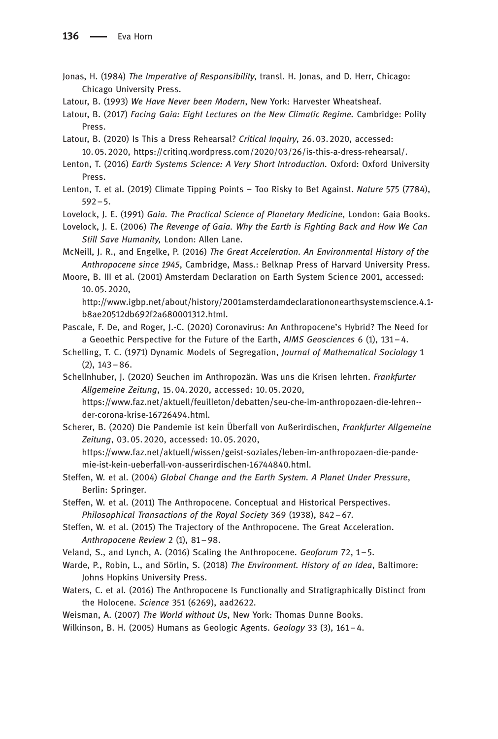Jonas, H. (1984) *The Imperative of Responsibility*, transl. H. Jonas, and D. Herr, Chicago: Chicago University Press.

Latour, B. (1993) *We Have Never been Modern*, New York: Harvester Wheatsheaf.

Latour, B. (2017) *Facing Gaia: Eight Lectures on the New Climatic Regime.* Cambridge: Polity Press.

Latour, B. (2020) Is This a Dress Rehearsal? *Critical Inquiry*, 26. 03. 2020, accessed: 10. 05. 2020, https://critinq.wordpress.com/2020/03/26/is-this-a-dress-rehearsal/.

Lenton, T. (2016) *Earth Systems Science: A Very Short Introduction.* Oxford: Oxford University Press.

Lenton, T. et al. (2019) Climate Tipping Points – Too Risky to Bet Against. *Nature* 575 (7784), 592 – 5.

Lovelock, J. E. (1991) *Gaia. The Practical Science of Planetary Medicine*, London: Gaia Books.

Lovelock, J. E. (2006) *The Revenge of Gaia. Why the Earth is Fighting Back and How We Can Still Save Humanity,* London: Allen Lane.

McNeill, J. R., and Engelke, P. (2016) *The Great Acceleration. An Environmental History of the Anthropocene since 1945*, Cambridge, Mass.: Belknap Press of Harvard University Press.

Moore, B. III et al. (2001) Amsterdam Declaration on Earth System Science 2001, accessed: 10. 05. 2020, http://www.igbp.net/about/history/2001amsterdamdeclarationonearthsystemscience.4.1b8ae20512db692f2a680001312.html.

Pascale, F. De, and Roger, J.-C. (2020) Coronavirus: An Anthropocene's Hybrid? The Need for a Geoethic Perspective for the Future of the Earth, *AIMS Geosciences* 6 (1), 131 – 4.

Schelling, T. C. (1971) Dynamic Models of Segregation, *Journal of Mathematical Sociology* 1 (2), 143 – 86.

Schellnhuber, J. (2020) Seuchen im Anthropozän. Was uns die Krisen lehrten. *Frankfurter Allgemeine Zeitung*, 15. 04. 2020, accessed: 10. 05. 2020, https://www.faz.net/aktuell/feuilleton/debatten/seu-che-im-anthropozaen-die-lehren--der-corona-krise-16726494.html.

Scherer, B. (2020) Die Pandemie ist kein Überfall von Außerirdischen, *Frankfurter Allgemeine Zeitung*, 03. 05. 2020, accessed: 10. 05. 2020, https://www.faz.net/aktuell/wissen/geist-soziales/leben-im-anthropozaen-die-pandemie-ist-kein-ueberfall-von-ausserirdischen-16744840.html.

Steffen, W. et al. (2004) *Global Change and the Earth System. A Planet Under Pressure*, Berlin: Springer.

Steffen, W. et al. (2011) The Anthropocene. Conceptual and Historical Perspectives. *Philosophical Transactions of the Royal Society* 369 (1938), 842 – 67.

Steffen, W. et al. (2015) The Trajectory of the Anthropocene. The Great Acceleration. *Anthropocene Review* 2 (1), 81 – 98.

Veland, S., and Lynch, A. (2016) Scaling the Anthropocene. *Geoforum* 72, 1 – 5.

Warde, P., Robin, L., and Sörlin, S. (2018) *The Environment. History of an Idea*, Baltimore: Johns Hopkins University Press.

Waters, C. et al. (2016) The Anthropocene Is Functionally and Stratigraphically Distinct from the Holocene. *Science* 351 (6269), aad2622.

Weisman, A. (2007) *The World without Us*, New York: Thomas Dunne Books.

Wilkinson, B. H. (2005) Humans as Geologic Agents. *Geology* 33 (3), 161 – 4.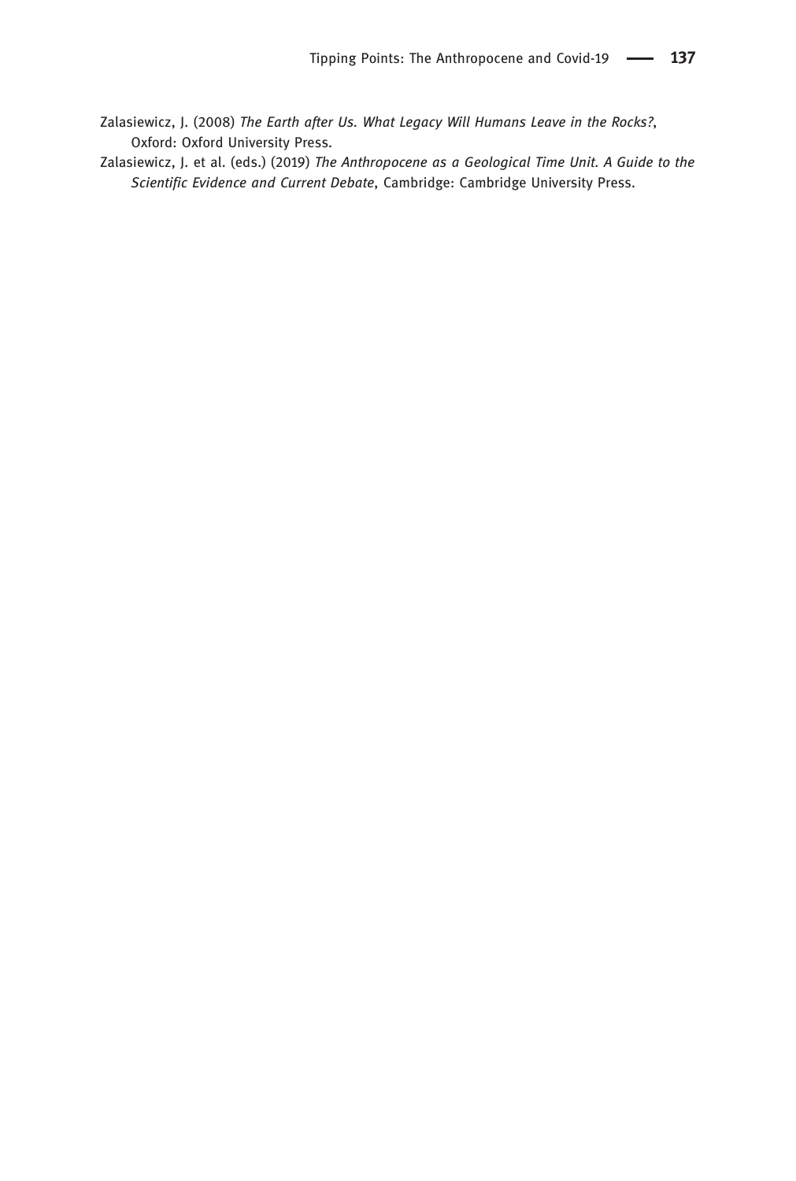Zalasiewicz, J. (2008) *The Earth after Us. What Legacy Will Humans Leave in the Rocks?*, Oxford: Oxford University Press.

Zalasiewicz, J. et al. (eds.) (2019) *The Anthropocene as a Geological Time Unit. A Guide to the Scientific Evidence and Current Debate*, Cambridge: Cambridge University Press.